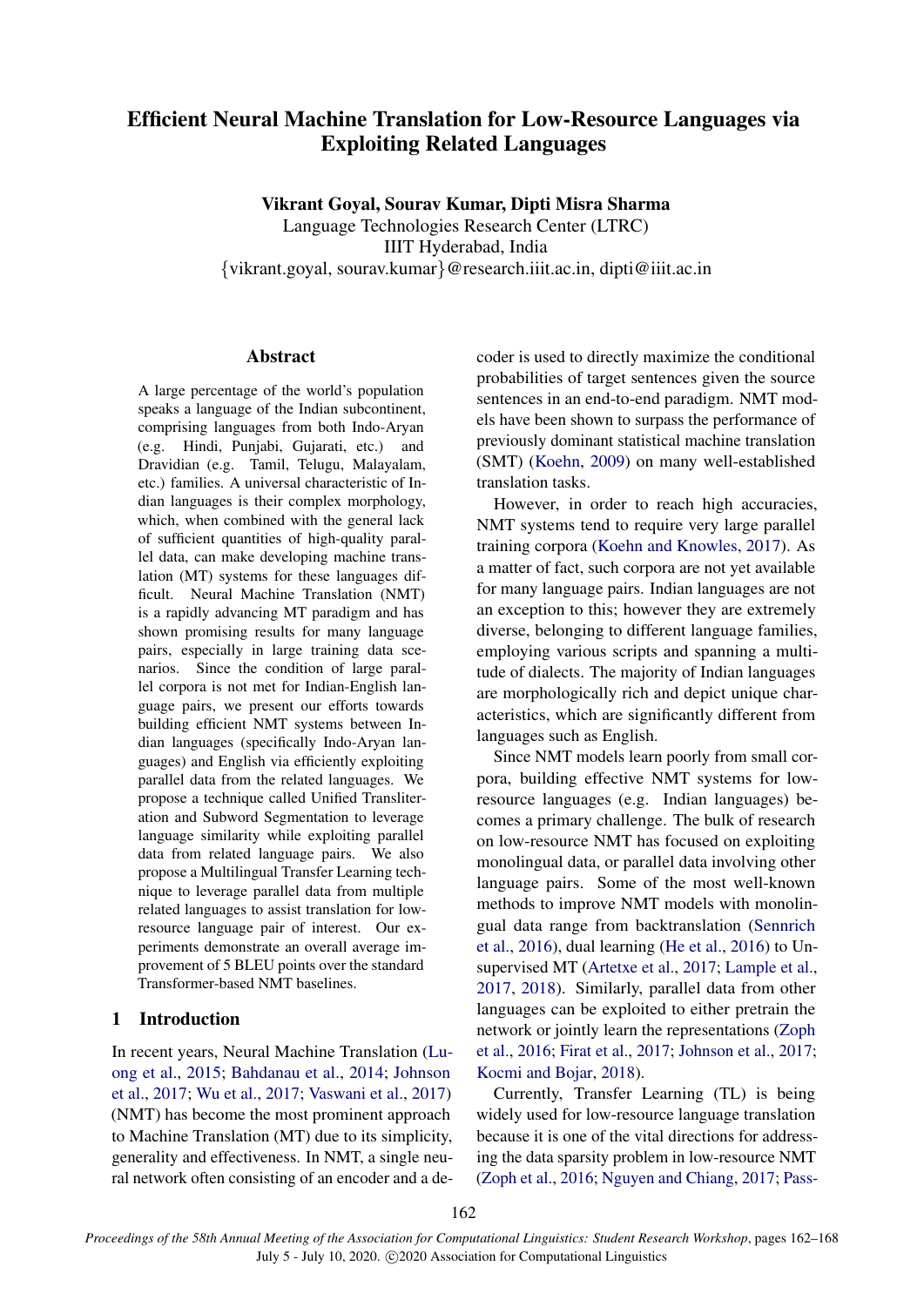# Efficient Neural Machine Translation for Low-Resource Languages via Exploiting Related Languages

**Vikrant Goyal, Sourav Kumar, Dipti Misra Sharma**
Language Technologies Research Center (LTRC)
IIIT Hyderabad, India
{vikrant.goyal, sourav.kumar}@research.iiit.ac.in, dipti@iiit.ac.in

## Abstract

A large percentage of the world's population speaks a language of the Indian subcontinent, comprising languages from both Indo-Aryan (e.g. Hindi, Punjabi, Gujarati, etc.) and Dravidian (e.g. Tamil, Telugu, Malayalam, etc.) families. A universal characteristic of Indian languages is their complex morphology, which, when combined with the general lack of sufficient quantities of high-quality parallel data, can make developing machine translation (MT) systems for these languages difficult. Neural Machine Translation (NMT) is a rapidly advancing MT paradigm and has shown promising results for many language pairs, especially in large training data scenarios. Since the condition of large parallel corpora is not met for Indian-English language pairs, we present our efforts towards building efficient NMT systems between Indian languages (specifically Indo-Aryan languages) and English via efficiently exploiting parallel data from the related languages. We propose a technique called Unified Transliteration and Subword Segmentation to leverage language similarity while exploiting parallel data from related language pairs. We also propose a Multilingual Transfer Learning technique to leverage parallel data from multiple related languages to assist translation for low-resource language pair of interest. Our experiments demonstrate an overall average improvement of 5 BLEU points over the standard Transformer-based NMT baselines.

## 1 Introduction

In recent years, Neural Machine Translation (Luong et al., 2015; Bahdanau et al., 2014; Johnson et al., 2017; Wu et al., 2017; Vaswani et al., 2017) (NMT) has become the most prominent approach to Machine Translation (MT) due to its simplicity, generality and effectiveness. In NMT, a single neural network often consisting of an encoder and a decoder is used to directly maximize the conditional probabilities of target sentences given the source sentences in an end-to-end paradigm. NMT models have been shown to surpass the performance of previously dominant statistical machine translation (SMT) (Koehn, 2009) on many well-established translation tasks.

However, in order to reach high accuracies, NMT systems tend to require very large parallel training corpora (Koehn and Knowles, 2017). As a matter of fact, such corpora are not yet available for many language pairs. Indian languages are not an exception to this; however they are extremely diverse, belonging to different language families, employing various scripts and spanning a multitude of dialects. The majority of Indian languages are morphologically rich and depict unique characteristics, which are significantly different from languages such as English.

Since NMT models learn poorly from small corpora, building effective NMT systems for low-resource languages (e.g. Indian languages) becomes a primary challenge. The bulk of research on low-resource NMT has focused on exploiting monolingual data, or parallel data involving other language pairs. Some of the most well-known methods to improve NMT models with monolingual data range from backtranslation (Sennrich et al., 2016), dual learning (He et al., 2016) to Unsupervised MT (Artetxe et al., 2017; Lample et al., 2017, 2018). Similarly, parallel data from other languages can be exploited to either pretrain the network or jointly learn the representations (Zoph et al., 2016; Firat et al., 2017; Johnson et al., 2017; Kocmi and Bojar, 2018).

Currently, Transfer Learning (TL) is being widely used for low-resource language translation because it is one of the vital directions for addressing the data sparsity problem in low-resource NMT (Zoph et al., 2016; Nguyen and Chiang, 2017; Pass-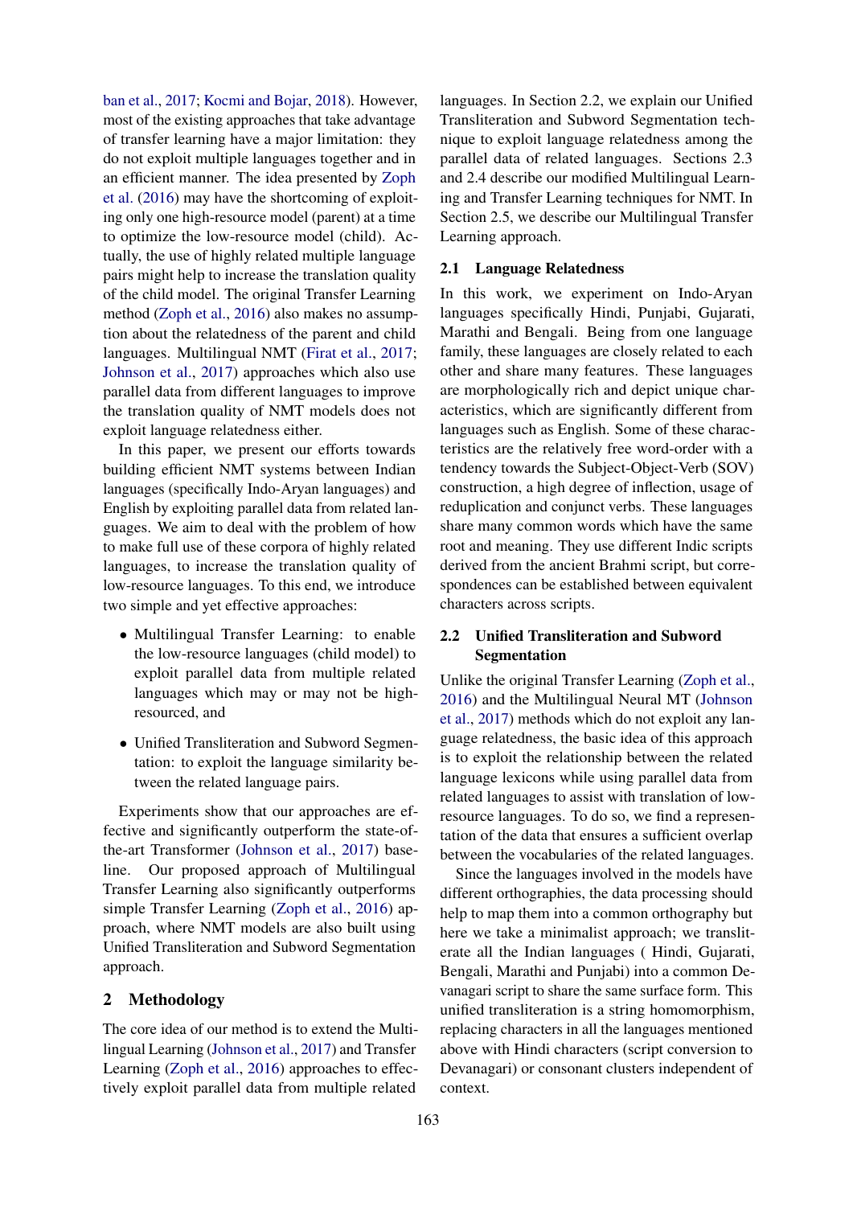ban et al., 2017; Kocmi and Bojar, 2018). However, most of the existing approaches that take advantage of transfer learning have a major limitation: they do not exploit multiple languages together and in an efficient manner. The idea presented by Zoph et al. (2016) may have the shortcoming of exploiting only one high-resource model (parent) at a time to optimize the low-resource model (child). Actually, the use of highly related multiple language pairs might help to increase the translation quality of the child model. The original Transfer Learning method (Zoph et al., 2016) also makes no assumption about the relatedness of the parent and child languages. Multilingual NMT (Firat et al., 2017; Johnson et al., 2017) approaches which also use parallel data from different languages to improve the translation quality of NMT models does not exploit language relatedness either.

In this paper, we present our efforts towards building efficient NMT systems between Indian languages (specifically Indo-Aryan languages) and English by exploiting parallel data from related languages. We aim to deal with the problem of how to make full use of these corpora of highly related languages, to increase the translation quality of low-resource languages. To this end, we introduce two simple and yet effective approaches:

- Multilingual Transfer Learning: to enable the low-resource languages (child model) to exploit parallel data from multiple related languages which may or may not be high-resourced, and
- Unified Transliteration and Subword Segmentation: to exploit the language similarity between the related language pairs.

Experiments show that our approaches are effective and significantly outperform the state-of-the-art Transformer (Johnson et al., 2017) baseline. Our proposed approach of Multilingual Transfer Learning also significantly outperforms simple Transfer Learning (Zoph et al., 2016) approach, where NMT models are also built using Unified Transliteration and Subword Segmentation approach.

## 2 Methodology

The core idea of our method is to extend the Multilingual Learning (Johnson et al., 2017) and Transfer Learning (Zoph et al., 2016) approaches to effectively exploit parallel data from multiple related languages. In Section 2.2, we explain our Unified Transliteration and Subword Segmentation technique to exploit language relatedness among the parallel data of related languages. Sections 2.3 and 2.4 describe our modified Multilingual Learning and Transfer Learning techniques for NMT. In Section 2.5, we describe our Multilingual Transfer Learning approach.

### 2.1 Language Relatedness

In this work, we experiment on Indo-Aryan languages specifically Hindi, Punjabi, Gujarati, Marathi and Bengali. Being from one language family, these languages are closely related to each other and share many features. These languages are morphologically rich and depict unique characteristics, which are significantly different from languages such as English. Some of these characteristics are the relatively free word-order with a tendency towards the Subject-Object-Verb (SOV) construction, a high degree of inflection, usage of reduplication and conjunct verbs. These languages share many common words which have the same root and meaning. They use different Indic scripts derived from the ancient Brahmi script, but correspondences can be established between equivalent characters across scripts.

### 2.2 Unified Transliteration and Subword Segmentation

Unlike the original Transfer Learning (Zoph et al., 2016) and the Multilingual Neural MT (Johnson et al., 2017) methods which do not exploit any language relatedness, the basic idea of this approach is to exploit the relationship between the related language lexicons while using parallel data from related languages to assist with translation of low-resource languages. To do so, we find a representation of the data that ensures a sufficient overlap between the vocabularies of the related languages.

Since the languages involved in the models have different orthographies, the data processing should help to map them into a common orthography but here we take a minimalist approach; we transliterate all the Indian languages ( Hindi, Gujarati, Bengali, Marathi and Punjabi) into a common Devanagari script to share the same surface form. This unified transliteration is a string homomorphism, replacing characters in all the languages mentioned above with Hindi characters (script conversion to Devanagari) or consonant clusters independent of context.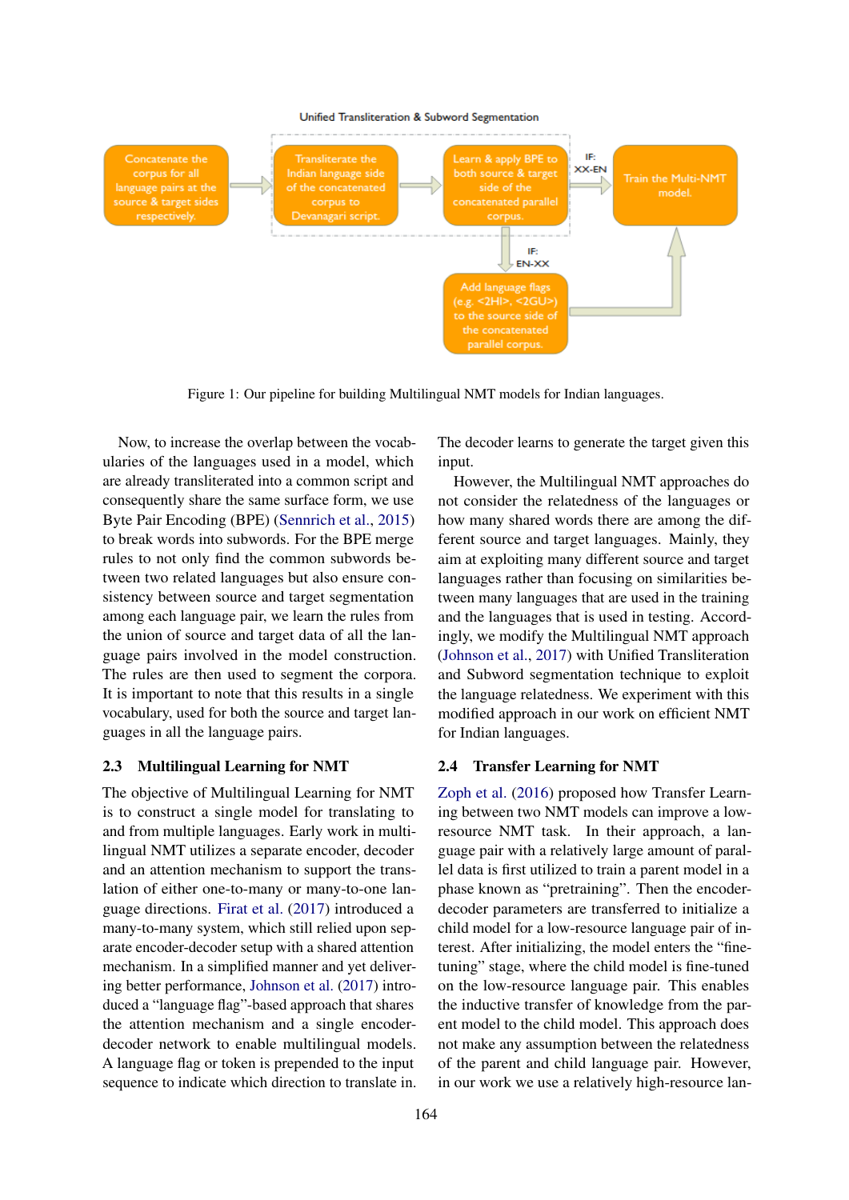Unified Transliteration & Subword Segmentation

Concatenate the corpus for all language pairs at the source & target sides respectively. → Transliterate the Indian language side of the concatenated corpus to Devanagari script. → Learn & apply BPE to both source & target side of the concatenated parallel corpus. → IF: XX-EN → Train the Multi-NMT model.

IF: EN-XX → Add language flags (e.g. <2HI>, <2GU>) to the source side of the concatenated parallel corpus. → Train the Multi-NMT model.

Figure 1: Our pipeline for building Multilingual NMT models for Indian languages.

Now, to increase the overlap between the vocabularies of the languages used in a model, which are already transliterated into a common script and consequently share the same surface form, we use Byte Pair Encoding (BPE) (Sennrich et al., 2015) to break words into subwords. For the BPE merge rules to not only find the common subwords between two related languages but also ensure consistency between source and target segmentation among each language pair, we learn the rules from the union of source and target data of all the language pairs involved in the model construction. The rules are then used to segment the corpora. It is important to note that this results in a single vocabulary, used for both the source and target languages in all the language pairs.

### 2.3 Multilingual Learning for NMT

The objective of Multilingual Learning for NMT is to construct a single model for translating to and from multiple languages. Early work in multilingual NMT utilizes a separate encoder, decoder and an attention mechanism to support the translation of either one-to-many or many-to-one language directions. Firat et al. (2017) introduced a many-to-many system, which still relied upon separate encoder-decoder setup with a shared attention mechanism. In a simplified manner and yet delivering better performance, Johnson et al. (2017) introduced a "language flag"-based approach that shares the attention mechanism and a single encoder-decoder network to enable multilingual models. A language flag or token is prepended to the input sequence to indicate which direction to translate in. The decoder learns to generate the target given this input.

However, the Multilingual NMT approaches do not consider the relatedness of the languages or how many shared words there are among the different source and target languages. Mainly, they aim at exploiting many different source and target languages rather than focusing on similarities between many languages that are used in the training and the languages that is used in testing. Accordingly, we modify the Multilingual NMT approach (Johnson et al., 2017) with Unified Transliteration and Subword segmentation technique to exploit the language relatedness. We experiment with this modified approach in our work on efficient NMT for Indian languages.

### 2.4 Transfer Learning for NMT

Zoph et al. (2016) proposed how Transfer Learning between two NMT models can improve a low-resource NMT task. In their approach, a language pair with a relatively large amount of parallel data is first utilized to train a parent model in a phase known as "pretraining". Then the encoder-decoder parameters are transferred to initialize a child model for a low-resource language pair of interest. After initializing, the model enters the "fine-tuning" stage, where the child model is fine-tuned on the low-resource language pair. This enables the inductive transfer of knowledge from the parent model to the child model. This approach does not make any assumption between the relatedness of the parent and child language pair. However, in our work we use a relatively high-resource lan-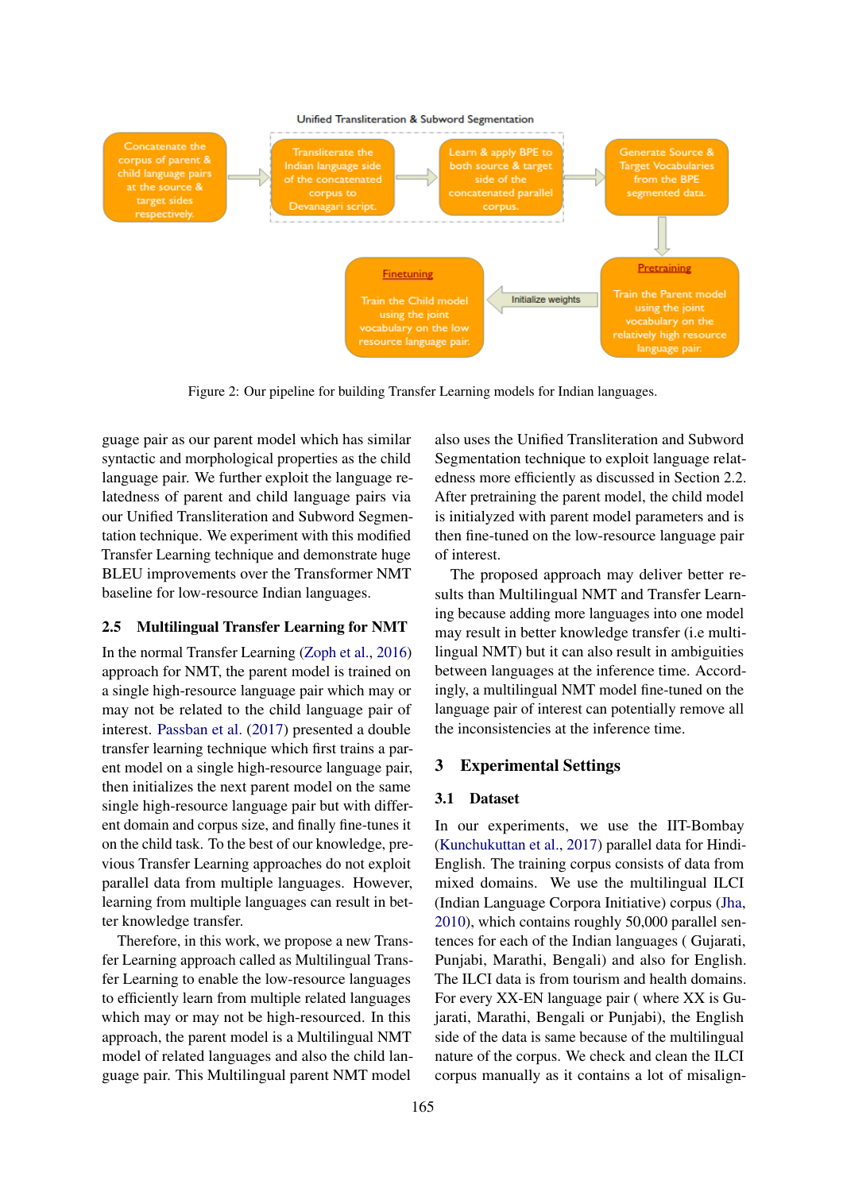Figure 2: Our pipeline for building Transfer Learning models for Indian languages.

guage pair as our parent model which has similar syntactic and morphological properties as the child language pair. We further exploit the language relatedness of parent and child language pairs via our Unified Transliteration and Subword Segmentation technique. We experiment with this modified Transfer Learning technique and demonstrate huge BLEU improvements over the Transformer NMT baseline for low-resource Indian languages.

### 2.5 Multilingual Transfer Learning for NMT

In the normal Transfer Learning (Zoph et al., 2016) approach for NMT, the parent model is trained on a single high-resource language pair which may or may not be related to the child language pair of interest. Passban et al. (2017) presented a double transfer learning technique which first trains a parent model on a single high-resource language pair, then initializes the next parent model on the same single high-resource language pair but with different domain and corpus size, and finally fine-tunes it on the child task. To the best of our knowledge, previous Transfer Learning approaches do not exploit parallel data from multiple languages. However, learning from multiple languages can result in better knowledge transfer.

Therefore, in this work, we propose a new Transfer Learning approach called as Multilingual Transfer Learning to enable the low-resource languages to efficiently learn from multiple related languages which may or may not be high-resourced. In this approach, the parent model is a Multilingual NMT model of related languages and also the child language pair. This Multilingual parent NMT model also uses the Unified Transliteration and Subword Segmentation technique to exploit language relatedness more efficiently as discussed in Section 2.2. After pretraining the parent model, the child model is initialyzed with parent model parameters and is then fine-tuned on the low-resource language pair of interest.

The proposed approach may deliver better results than Multilingual NMT and Transfer Learning because adding more languages into one model may result in better knowledge transfer (i.e multilingual NMT) but it can also result in ambiguities between languages at the inference time. Accordingly, a multilingual NMT model fine-tuned on the language pair of interest can potentially remove all the inconsistencies at the inference time.

## 3 Experimental Settings

### 3.1 Dataset

In our experiments, we use the IIT-Bombay (Kunchukuttan et al., 2017) parallel data for Hindi-English. The training corpus consists of data from mixed domains. We use the multilingual ILCI (Indian Language Corpora Initiative) corpus (Jha, 2010), which contains roughly 50,000 parallel sentences for each of the Indian languages ( Gujarati, Punjabi, Marathi, Bengali) and also for English. The ILCI data is from tourism and health domains. For every XX-EN language pair ( where XX is Gujarati, Marathi, Bengali or Punjabi), the English side of the data is same because of the multilingual nature of the corpus. We check and clean the ILCI corpus manually as it contains a lot of misalign-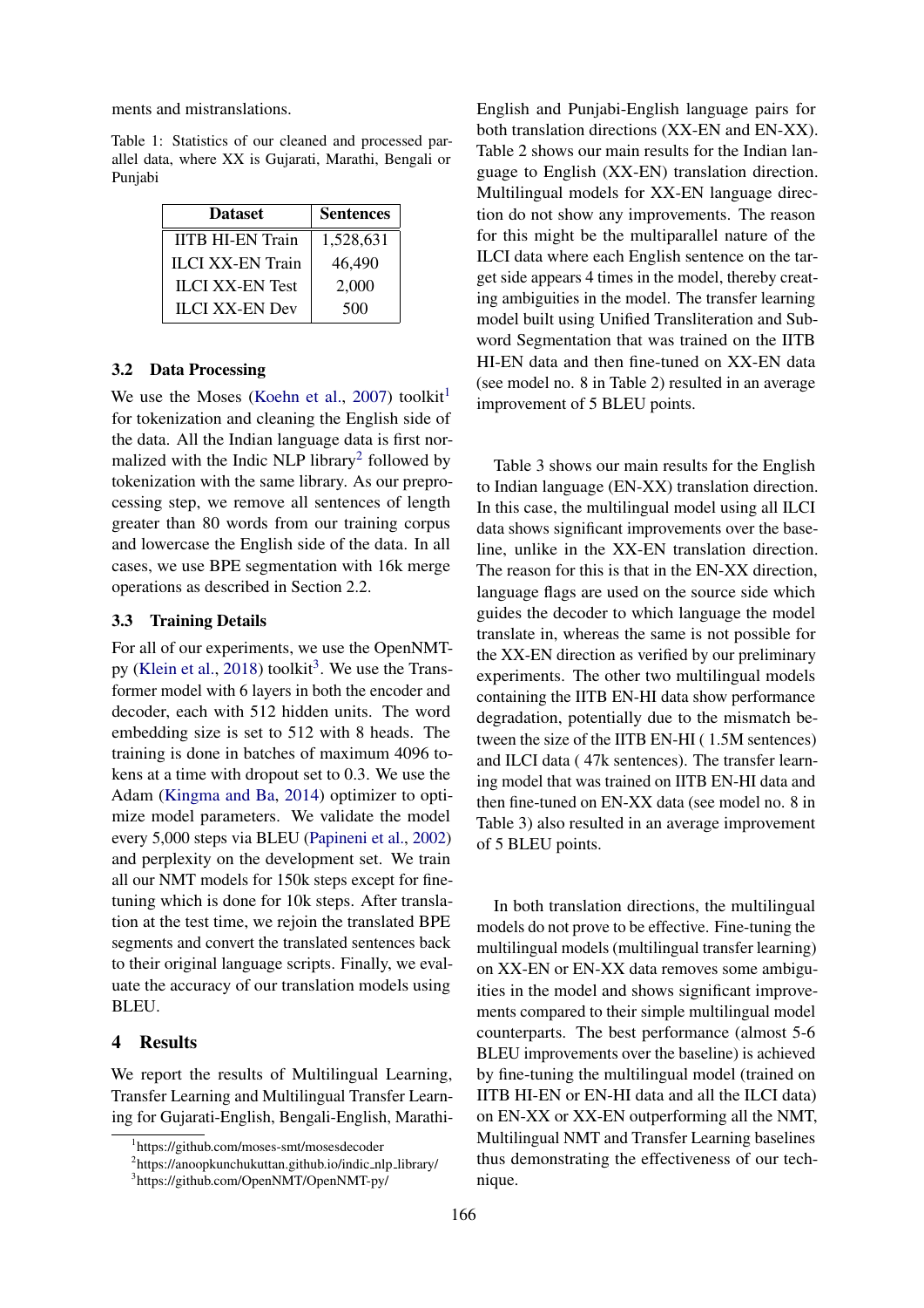ments and mistranslations.

Table 1: Statistics of our cleaned and processed parallel data, where XX is Gujarati, Marathi, Bengali or Punjabi

| Dataset | Sentences |
|---|---|
| IITB HI-EN Train | 1,528,631 |
| ILCI XX-EN Train | 46,490 |
| ILCI XX-EN Test | 2,000 |
| ILCI XX-EN Dev | 500 |

### 3.2 Data Processing

We use the Moses (Koehn et al., 2007) toolkit[1] for tokenization and cleaning the English side of the data. All the Indian language data is first normalized with the Indic NLP library[2] followed by tokenization with the same library. As our preprocessing step, we remove all sentences of length greater than 80 words from our training corpus and lowercase the English side of the data. In all cases, we use BPE segmentation with 16k merge operations as described in Section 2.2.

### 3.3 Training Details

For all of our experiments, we use the OpenNMT-py (Klein et al., 2018) toolkit[3]. We use the Transformer model with 6 layers in both the encoder and decoder, each with 512 hidden units. The word embedding size is set to 512 with 8 heads. The training is done in batches of maximum 4096 tokens at a time with dropout set to 0.3. We use the Adam (Kingma and Ba, 2014) optimizer to optimize model parameters. We validate the model every 5,000 steps via BLEU (Papineni et al., 2002) and perplexity on the development set. We train all our NMT models for 150k steps except for fine-tuning which is done for 10k steps. After translation at the test time, we rejoin the translated BPE segments and convert the translated sentences back to their original language scripts. Finally, we evaluate the accuracy of our translation models using BLEU.

## 4 Results

We report the results of Multilingual Learning, Transfer Learning and Multilingual Transfer Learning for Gujarati-English, Bengali-English, Marathi-English and Punjabi-English language pairs for both translation directions (XX-EN and EN-XX). Table 2 shows our main results for the Indian language to English (XX-EN) translation direction. Multilingual models for XX-EN language direction do not show any improvements. The reason for this might be the multiparallel nature of the ILCI data where each English sentence on the target side appears 4 times in the model, thereby creating ambiguities in the model. The transfer learning model built using Unified Transliteration and Subword Segmentation that was trained on the IITB HI-EN data and then fine-tuned on XX-EN data (see model no. 8 in Table 2) resulted in an average improvement of 5 BLEU points.

Table 3 shows our main results for the English to Indian language (EN-XX) translation direction. In this case, the multilingual model using all ILCI data shows significant improvements over the baseline, unlike in the XX-EN translation direction. The reason for this is that in the EN-XX direction, language flags are used on the source side which guides the decoder to which language the model translate in, whereas the same is not possible for the XX-EN direction as verified by our preliminary experiments. The other two multilingual models containing the IITB EN-HI data show performance degradation, potentially due to the mismatch between the size of the IITB EN-HI ( 1.5M sentences) and ILCI data ( 47k sentences). The transfer learning model that was trained on IITB EN-HI data and then fine-tuned on EN-XX data (see model no. 8 in Table 3) also resulted in an average improvement of 5 BLEU points.

In both translation directions, the multilingual models do not prove to be effective. Fine-tuning the multilingual models (multilingual transfer learning) on XX-EN or EN-XX data removes some ambiguities in the model and shows significant improvements compared to their simple multilingual model counterparts. The best performance (almost 5-6 BLEU improvements over the baseline) is achieved by fine-tuning the multilingual model (trained on IITB HI-EN or EN-HI data and all the ILCI data) on EN-XX or XX-EN outperforming all the NMT, Multilingual NMT and Transfer Learning baselines thus demonstrating the effectiveness of our technique.

[1] https://github.com/moses-smt/mosesdecoder
[2] https://anoopkunchukuttan.github.io/indic_nlp_library/
[3] https://github.com/OpenNMT/OpenNMT-py/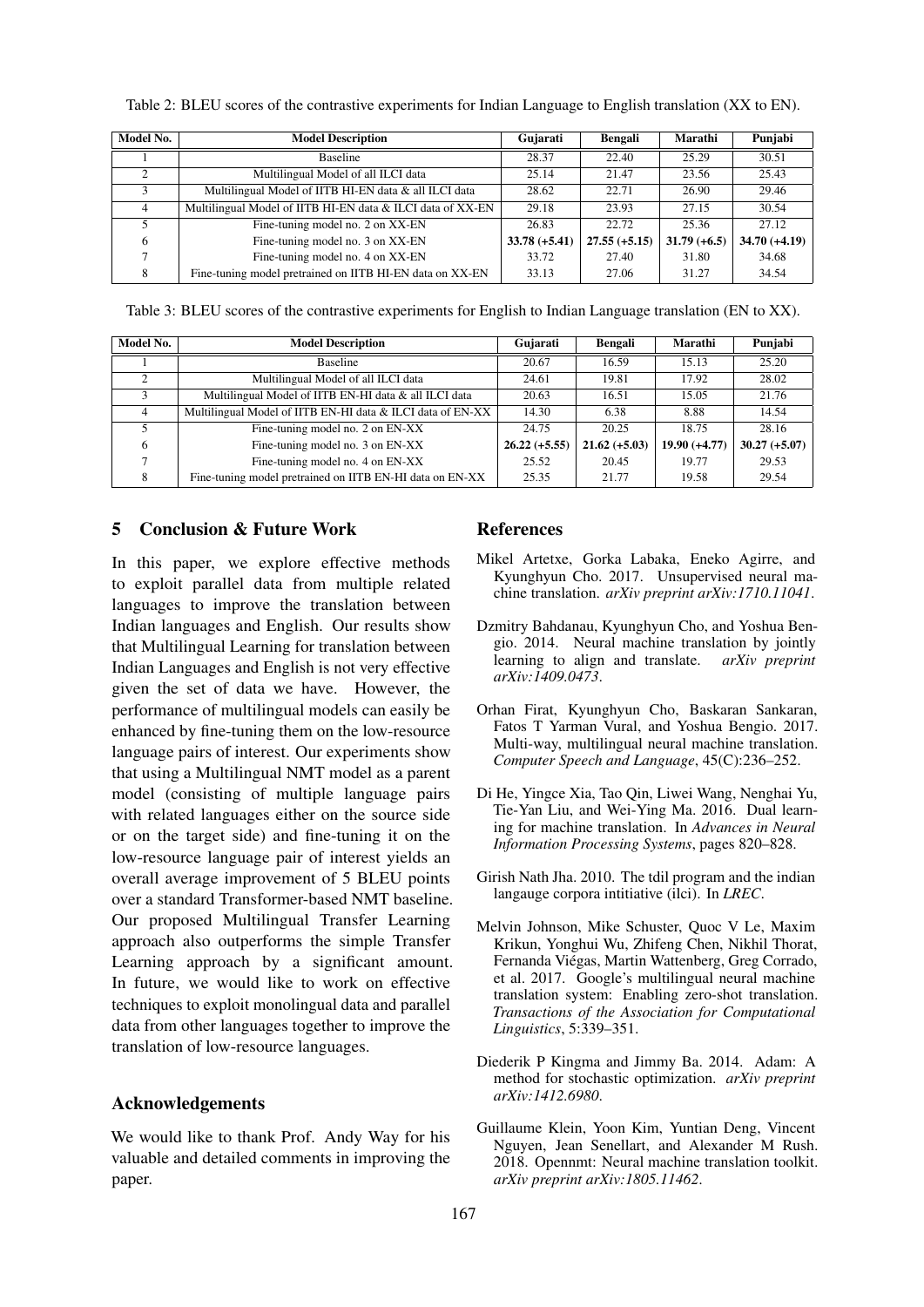Table 2: BLEU scores of the contrastive experiments for Indian Language to English translation (XX to EN).

| Model No. | Model Description | Gujarati | Bengali | Marathi | Punjabi |
|---|---|---|---|---|---|
| 1 | Baseline | 28.37 | 22.40 | 25.29 | 30.51 |
| 2 | Multilingual Model of all ILCI data | 25.14 | 21.47 | 23.56 | 25.43 |
| 3 | Multilingual Model of IITB HI-EN data & all ILCI data | 28.62 | 22.71 | 26.90 | 29.46 |
| 4 | Multilingual Model of IITB HI-EN data & ILCI data of XX-EN | 29.18 | 23.93 | 27.15 | 30.54 |
| 5 | Fine-tuning model no. 2 on XX-EN | 26.83 | 22.72 | 25.36 | 27.12 |
| 6 | Fine-tuning model no. 3 on XX-EN | **33.78 (+5.41)** | **27.55 (+5.15)** | **31.79 (+6.5)** | **34.70 (+4.19)** |
| 7 | Fine-tuning model no. 4 on XX-EN | 33.72 | 27.40 | 31.80 | 34.68 |
| 8 | Fine-tuning model pretrained on IITB HI-EN data on XX-EN | 33.13 | 27.06 | 31.27 | 34.54 |

Table 3: BLEU scores of the contrastive experiments for English to Indian Language translation (EN to XX).

| Model No. | Model Description | Gujarati | Bengali | Marathi | Punjabi |
|---|---|---|---|---|---|
| 1 | Baseline | 20.67 | 16.59 | 15.13 | 25.20 |
| 2 | Multilingual Model of all ILCI data | 24.61 | 19.81 | 17.92 | 28.02 |
| 3 | Multilingual Model of IITB EN-HI data & all ILCI data | 20.63 | 16.51 | 15.05 | 21.76 |
| 4 | Multilingual Model of IITB EN-HI data & ILCI data of EN-XX | 14.30 | 6.38 | 8.88 | 14.54 |
| 5 | Fine-tuning model no. 2 on EN-XX | 24.75 | 20.25 | 18.75 | 28.16 |
| 6 | Fine-tuning model no. 3 on EN-XX | **26.22 (+5.55)** | **21.62 (+5.03)** | **19.90 (+4.77)** | **30.27 (+5.07)** |
| 7 | Fine-tuning model no. 4 on EN-XX | 25.52 | 20.45 | 19.77 | 29.53 |
| 8 | Fine-tuning model pretrained on IITB EN-HI data on EN-XX | 25.35 | 21.77 | 19.58 | 29.54 |

## 5 Conclusion & Future Work

In this paper, we explore effective methods to exploit parallel data from multiple related languages to improve the translation between Indian languages and English. Our results show that Multilingual Learning for translation between Indian Languages and English is not very effective given the set of data we have. However, the performance of multilingual models can easily be enhanced by fine-tuning them on the low-resource language pairs of interest. Our experiments show that using a Multilingual NMT model as a parent model (consisting of multiple language pairs with related languages either on the source side or on the target side) and fine-tuning it on the low-resource language pair of interest yields an overall average improvement of 5 BLEU points over a standard Transformer-based NMT baseline. Our proposed Multilingual Transfer Learning approach also outperforms the simple Transfer Learning approach by a significant amount. In future, we would like to work on effective techniques to exploit monolingual data and parallel data from other languages together to improve the translation of low-resource languages.

### Acknowledgements

We would like to thank Prof. Andy Way for his valuable and detailed comments in improving the paper.

## References

Mikel Artetxe, Gorka Labaka, Eneko Agirre, and Kyunghyun Cho. 2017. Unsupervised neural machine translation. *arXiv preprint arXiv:1710.11041*.

Dzmitry Bahdanau, Kyunghyun Cho, and Yoshua Bengio. 2014. Neural machine translation by jointly learning to align and translate. *arXiv preprint arXiv:1409.0473*.

Orhan Firat, Kyunghyun Cho, Baskaran Sankaran, Fatos T Yarman Vural, and Yoshua Bengio. 2017. Multi-way, multilingual neural machine translation. *Computer Speech and Language*, 45(C):236–252.

Di He, Yingce Xia, Tao Qin, Liwei Wang, Nenghai Yu, Tie-Yan Liu, and Wei-Ying Ma. 2016. Dual learning for machine translation. In *Advances in Neural Information Processing Systems*, pages 820–828.

Girish Nath Jha. 2010. The tdil program and the indian langauge corpora intitiative (ilci). In *LREC*.

Melvin Johnson, Mike Schuster, Quoc V Le, Maxim Krikun, Yonghui Wu, Zhifeng Chen, Nikhil Thorat, Fernanda Viégas, Martin Wattenberg, Greg Corrado, et al. 2017. Google's multilingual neural machine translation system: Enabling zero-shot translation. *Transactions of the Association for Computational Linguistics*, 5:339–351.

Diederik P Kingma and Jimmy Ba. 2014. Adam: A method for stochastic optimization. *arXiv preprint arXiv:1412.6980*.

Guillaume Klein, Yoon Kim, Yuntian Deng, Vincent Nguyen, Jean Senellart, and Alexander M Rush. 2018. Opennmt: Neural machine translation toolkit. *arXiv preprint arXiv:1805.11462*.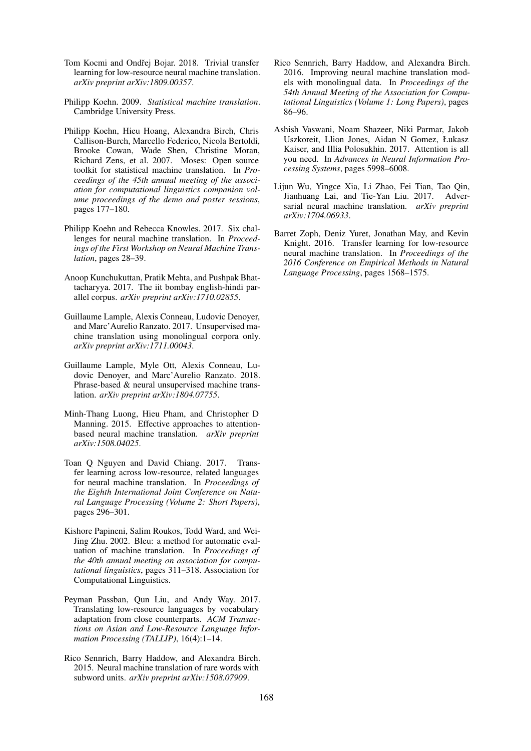Tom Kocmi and Ondřej Bojar. 2018. Trivial transfer learning for low-resource neural machine translation. *arXiv preprint arXiv:1809.00357*.

Philipp Koehn. 2009. *Statistical machine translation*. Cambridge University Press.

Philipp Koehn, Hieu Hoang, Alexandra Birch, Chris Callison-Burch, Marcello Federico, Nicola Bertoldi, Brooke Cowan, Wade Shen, Christine Moran, Richard Zens, et al. 2007. Moses: Open source toolkit for statistical machine translation. In *Proceedings of the 45th annual meeting of the association for computational linguistics companion volume proceedings of the demo and poster sessions*, pages 177–180.

Philipp Koehn and Rebecca Knowles. 2017. Six challenges for neural machine translation. In *Proceedings of the First Workshop on Neural Machine Translation*, pages 28–39.

Anoop Kunchukuttan, Pratik Mehta, and Pushpak Bhattacharyya. 2017. The iit bombay english-hindi parallel corpus. *arXiv preprint arXiv:1710.02855*.

Guillaume Lample, Alexis Conneau, Ludovic Denoyer, and Marc'Aurelio Ranzato. 2017. Unsupervised machine translation using monolingual corpora only. *arXiv preprint arXiv:1711.00043*.

Guillaume Lample, Myle Ott, Alexis Conneau, Ludovic Denoyer, and Marc'Aurelio Ranzato. 2018. Phrase-based & neural unsupervised machine translation. *arXiv preprint arXiv:1804.07755*.

Minh-Thang Luong, Hieu Pham, and Christopher D Manning. 2015. Effective approaches to attention-based neural machine translation. *arXiv preprint arXiv:1508.04025*.

Toan Q Nguyen and David Chiang. 2017. Transfer learning across low-resource, related languages for neural machine translation. In *Proceedings of the Eighth International Joint Conference on Natural Language Processing (Volume 2: Short Papers)*, pages 296–301.

Kishore Papineni, Salim Roukos, Todd Ward, and Wei-Jing Zhu. 2002. Bleu: a method for automatic evaluation of machine translation. In *Proceedings of the 40th annual meeting on association for computational linguistics*, pages 311–318. Association for Computational Linguistics.

Peyman Passban, Qun Liu, and Andy Way. 2017. Translating low-resource languages by vocabulary adaptation from close counterparts. *ACM Transactions on Asian and Low-Resource Language Information Processing (TALLIP)*, 16(4):1–14.

Rico Sennrich, Barry Haddow, and Alexandra Birch. 2015. Neural machine translation of rare words with subword units. *arXiv preprint arXiv:1508.07909*.

Rico Sennrich, Barry Haddow, and Alexandra Birch. 2016. Improving neural machine translation models with monolingual data. In *Proceedings of the 54th Annual Meeting of the Association for Computational Linguistics (Volume 1: Long Papers)*, pages 86–96.

Ashish Vaswani, Noam Shazeer, Niki Parmar, Jakob Uszkoreit, Llion Jones, Aidan N Gomez, Łukasz Kaiser, and Illia Polosukhin. 2017. Attention is all you need. In *Advances in Neural Information Processing Systems*, pages 5998–6008.

Lijun Wu, Yingce Xia, Li Zhao, Fei Tian, Tao Qin, Jianhuang Lai, and Tie-Yan Liu. 2017. Adversarial neural machine translation. *arXiv preprint arXiv:1704.06933*.

Barret Zoph, Deniz Yuret, Jonathan May, and Kevin Knight. 2016. Transfer learning for low-resource neural machine translation. In *Proceedings of the 2016 Conference on Empirical Methods in Natural Language Processing*, pages 1568–1575.